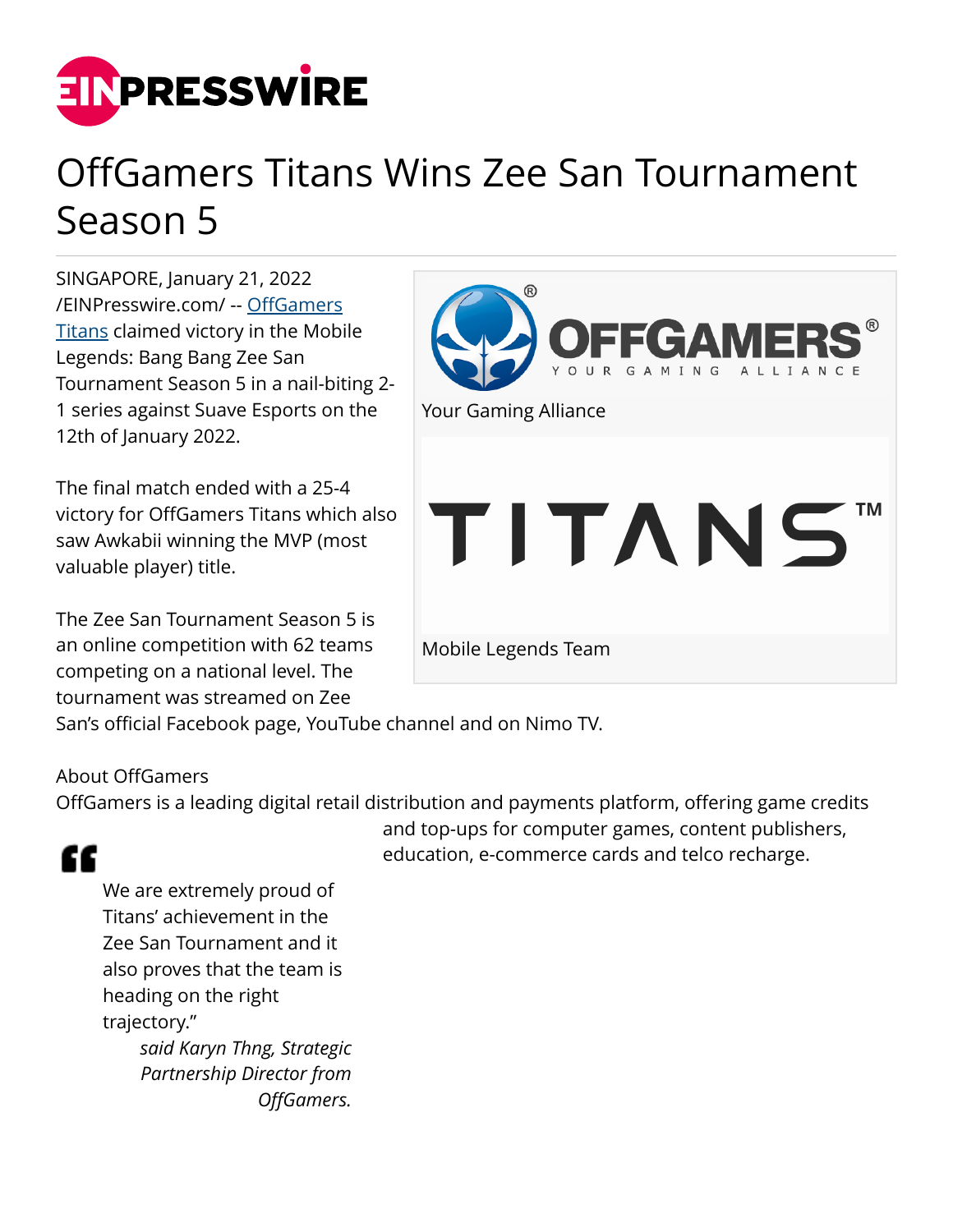# OffGamers Titans Wins Zee San Tournament Season 5

SINGAPORE, January 21, 2022 /EINPresswire.com/ -- OffGamers Titans claimed victory in the Mobile Legends: Bang Bang Zee San Tournament Season 5 in a nail-biting 2-1 series against Suave Esports on the 12th of January 2022.

Your Gaming Alliance

Mobile Legends Team

The final match ended with a 25-4 victory for OffGamers Titans which also saw Awkabii winning the MVP (most valuable player) title.

The Zee San Tournament Season 5 is an online competition with 62 teams competing on a national level. The tournament was streamed on Zee San's official Facebook page, YouTube channel and on Nimo TV.

> We are extremely proud of Titans' achievement in the Zee San Tournament and it also proves that the team is heading on the right trajectory."
>
> *said Karyn Thng, Strategic Partnership Director from OffGamers.*

About OffGamers
OffGamers is a leading digital retail distribution and payments platform, offering game credits and top-ups for computer games, content publishers, education, e-commerce cards and telco recharge.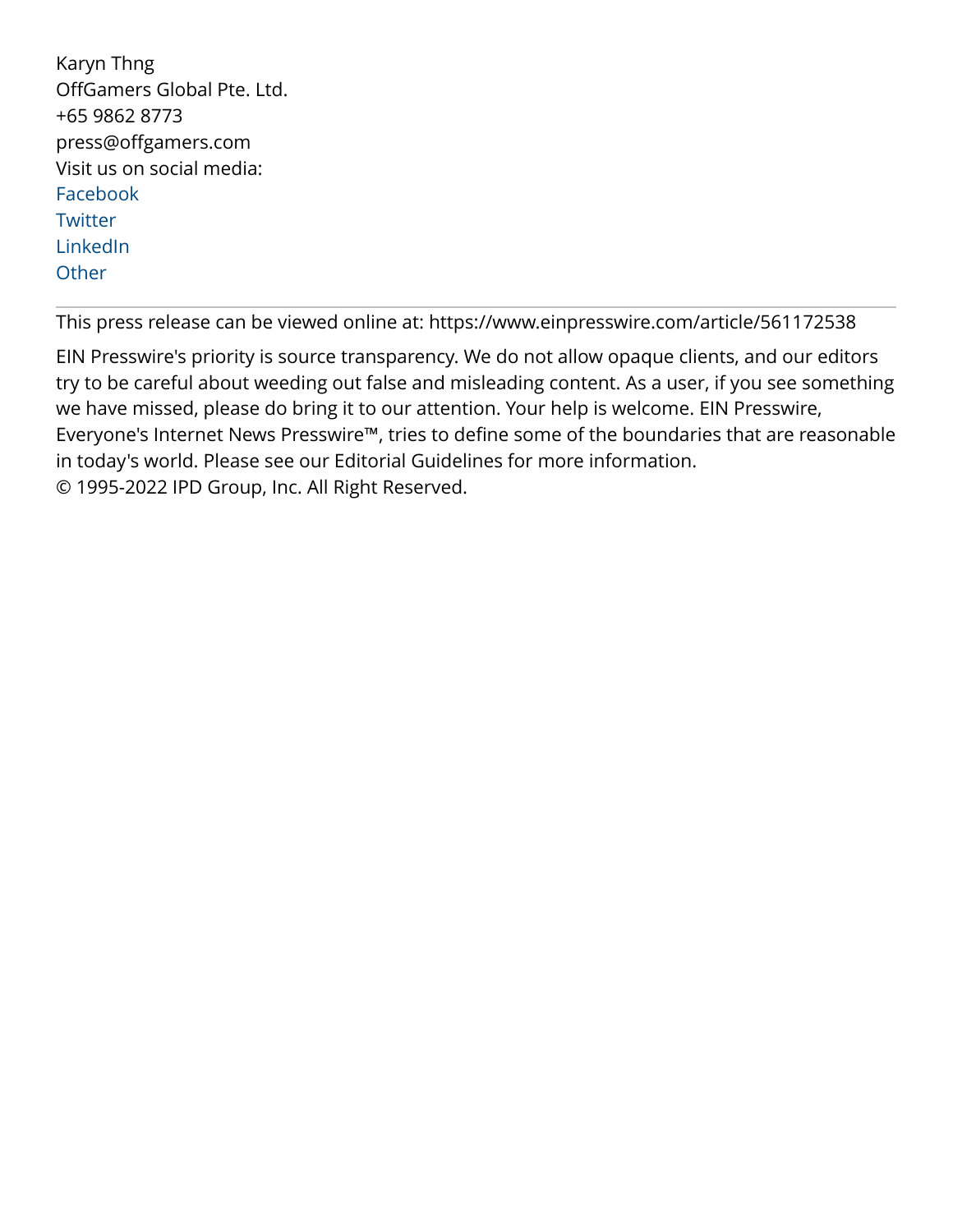Karyn Thng
OffGamers Global Pte. Ltd.
+65 9862 8773
press@offgamers.com
Visit us on social media:
Facebook
Twitter
LinkedIn
Other

---

This press release can be viewed online at: https://www.einpresswire.com/article/561172538

EIN Presswire's priority is source transparency. We do not allow opaque clients, and our editors try to be careful about weeding out false and misleading content. As a user, if you see something we have missed, please do bring it to our attention. Your help is welcome. EIN Presswire, Everyone's Internet News Presswire™, tries to define some of the boundaries that are reasonable in today's world. Please see our Editorial Guidelines for more information.
© 1995-2022 IPD Group, Inc. All Right Reserved.